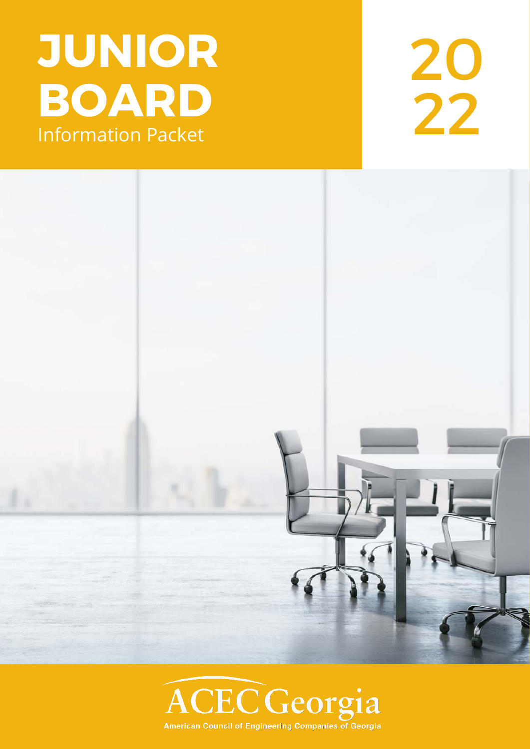# JUNIOR BOARD

Information Packet

2022

ACEC Georgia

American Council of Engineering Companies of Georgia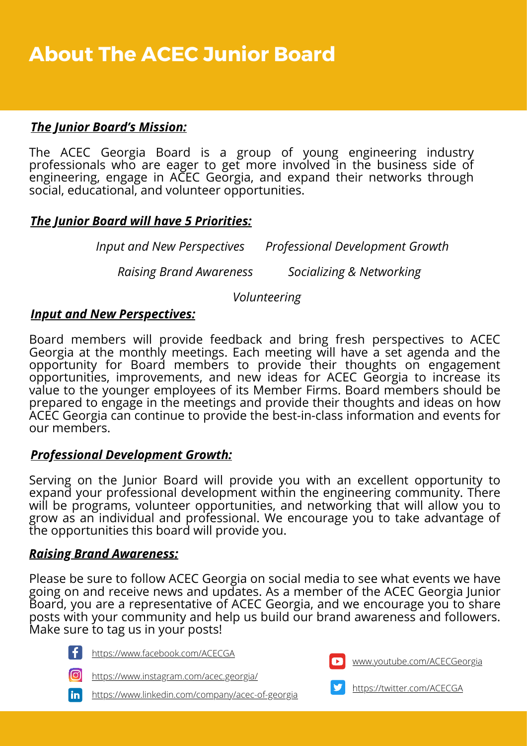# About The ACEC Junior Board

***The Junior Board's Mission:***

The ACEC Georgia Board is a group of young engineering industry professionals who are eager to get more involved in the business side of engineering, engage in ACEC Georgia, and expand their networks through social, educational, and volunteer opportunities.

***The Junior Board will have 5 Priorities:***

*Input and New Perspectives* *Professional Development Growth*

*Raising Brand Awareness* *Socializing & Networking*

*Volunteering*

***Input and New Perspectives:***

Board members will provide feedback and bring fresh perspectives to ACEC Georgia at the monthly meetings. Each meeting will have a set agenda and the opportunity for Board members to provide their thoughts on engagement opportunities, improvements, and new ideas for ACEC Georgia to increase its value to the younger employees of its Member Firms. Board members should be prepared to engage in the meetings and provide their thoughts and ideas on how ACEC Georgia can continue to provide the best-in-class information and events for our members.

***Professional Development Growth:***

Serving on the Junior Board will provide you with an excellent opportunity to expand your professional development within the engineering community. There will be programs, volunteer opportunities, and networking that will allow you to grow as an individual and professional. We encourage you to take advantage of the opportunities this board will provide you.

***Raising Brand Awareness:***

Please be sure to follow ACEC Georgia on social media to see what events we have going on and receive news and updates. As a member of the ACEC Georgia Junior Board, you are a representative of ACEC Georgia, and we encourage you to share posts with your community and help us build our brand awareness and followers. Make sure to tag us in your posts!

- https://www.facebook.com/ACECGA
- https://www.instagram.com/acec.georgia/
- https://www.linkedin.com/company/acec-of-georgia
- www.youtube.com/ACECGeorgia
- https://twitter.com/ACECGA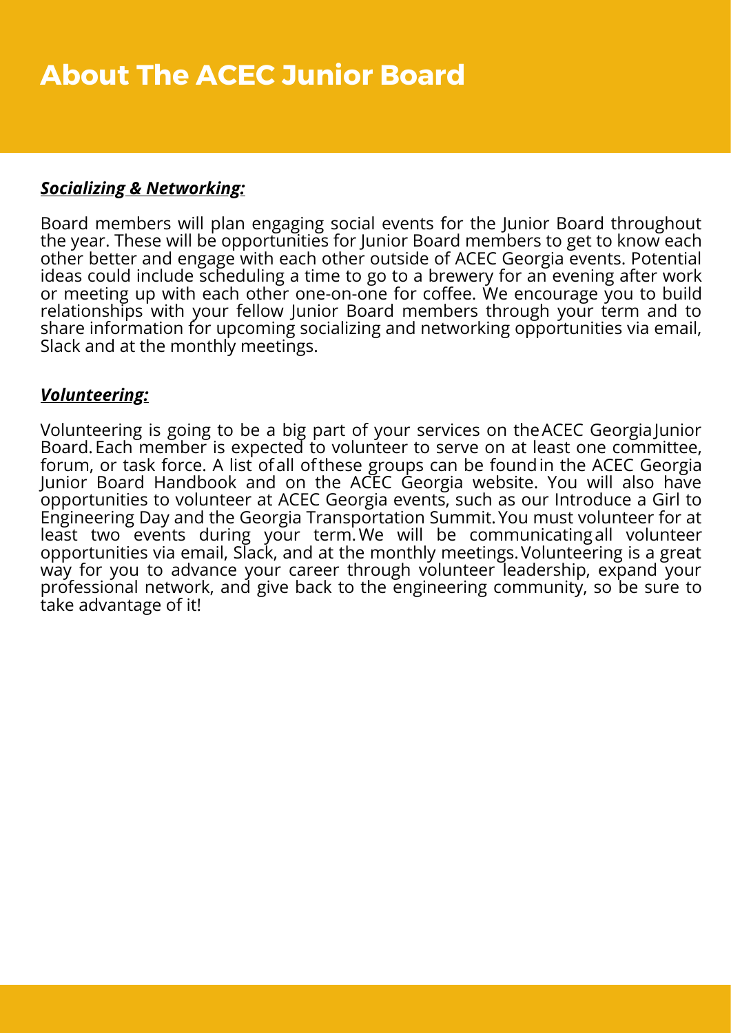# About The ACEC Junior Board

***Socializing & Networking:***

Board members will plan engaging social events for the Junior Board throughout the year. These will be opportunities for Junior Board members to get to know each other better and engage with each other outside of ACEC Georgia events. Potential ideas could include scheduling a time to go to a brewery for an evening after work or meeting up with each other one-on-one for coffee. We encourage you to build relationships with your fellow Junior Board members through your term and to share information for upcoming socializing and networking opportunities via email, Slack and at the monthly meetings.

***Volunteering:***

Volunteering is going to be a big part of your services on the ACEC Georgia Junior Board. Each member is expected to volunteer to serve on at least one committee, forum, or task force. A list of all of these groups can be found in the ACEC Georgia Junior Board Handbook and on the ACEC Georgia website. You will also have opportunities to volunteer at ACEC Georgia events, such as our Introduce a Girl to Engineering Day and the Georgia Transportation Summit. You must volunteer for at least two events during your term. We will be communicating all volunteer opportunities via email, Slack, and at the monthly meetings. Volunteering is a great way for you to advance your career through volunteer leadership, expand your professional network, and give back to the engineering community, so be sure to take advantage of it!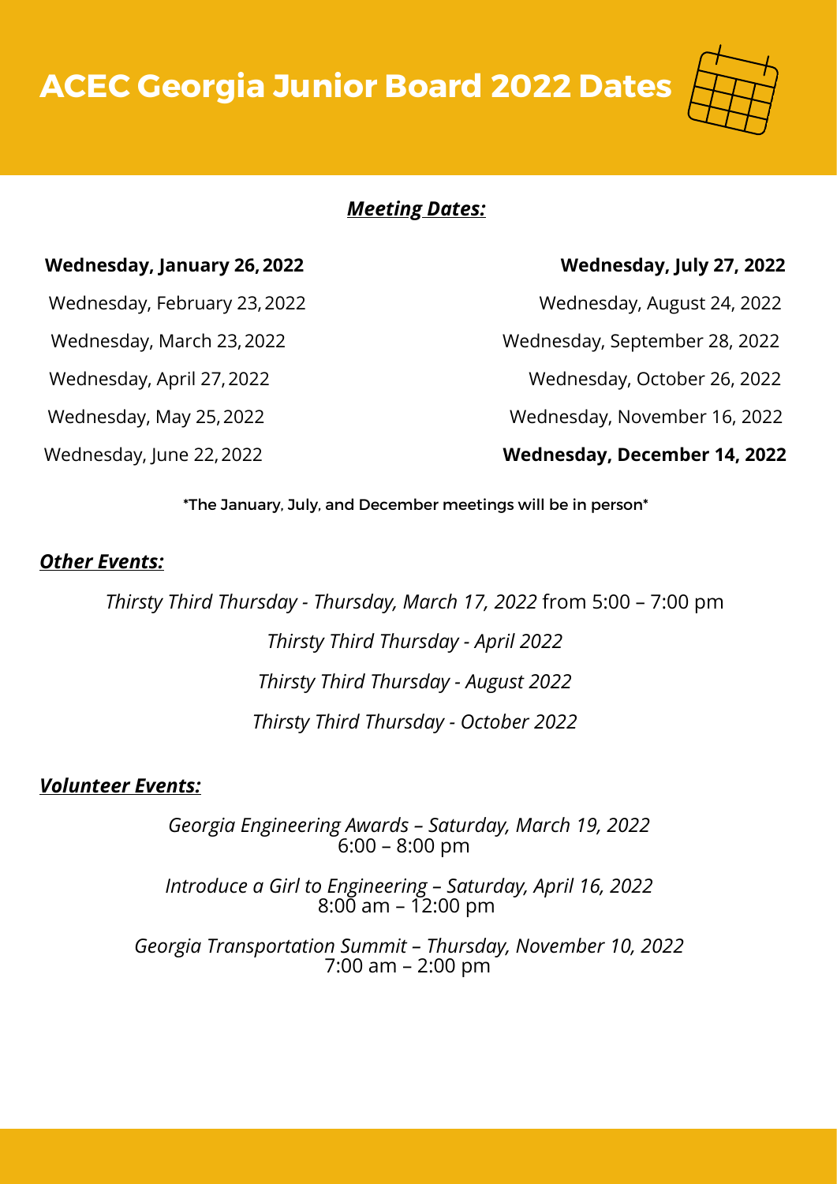# ACEC Georgia Junior Board 2022 Dates

***Meeting Dates:***

**Wednesday, January 26, 2022**

Wednesday, February 23, 2022

Wednesday, March 23, 2022

Wednesday, April 27, 2022

Wednesday, May 25, 2022

Wednesday, June 22, 2022

**Wednesday, July 27, 2022**

Wednesday, August 24, 2022

Wednesday, September 28, 2022

Wednesday, October 26, 2022

Wednesday, November 16, 2022

**Wednesday, December 14, 2022**

*The January, July, and December meetings will be in person*

***Other Events:***

*Thirsty Third Thursday - Thursday, March 17, 2022* from 5:00 – 7:00 pm

*Thirsty Third Thursday - April 2022*

*Thirsty Third Thursday - August 2022*

*Thirsty Third Thursday - October 2022*

***Volunteer Events:***

*Georgia Engineering Awards – Saturday, March 19, 2022*
6:00 – 8:00 pm

*Introduce a Girl to Engineering – Saturday, April 16, 2022*
8:00 am – 12:00 pm

*Georgia Transportation Summit – Thursday, November 10, 2022*
7:00 am – 2:00 pm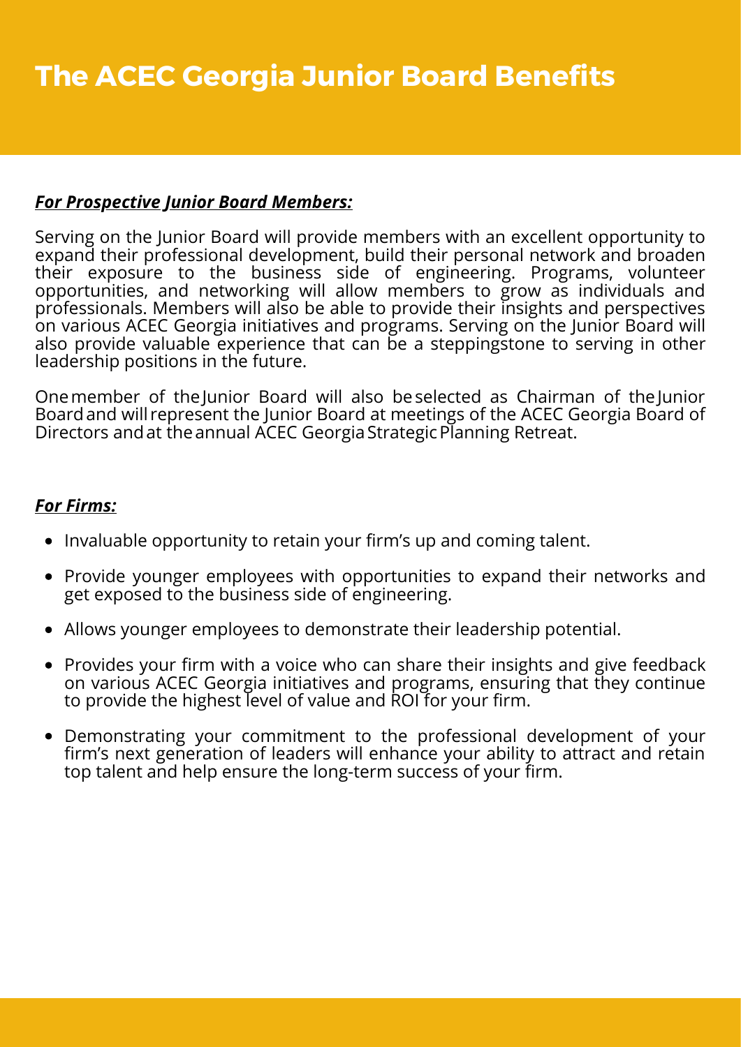# The ACEC Georgia Junior Board Benefits

***For Prospective Junior Board Members:***

Serving on the Junior Board will provide members with an excellent opportunity to expand their professional development, build their personal network and broaden their exposure to the business side of engineering. Programs, volunteer opportunities, and networking will allow members to grow as individuals and professionals. Members will also be able to provide their insights and perspectives on various ACEC Georgia initiatives and programs. Serving on the Junior Board will also provide valuable experience that can be a steppingstone to serving in other leadership positions in the future.

One member of the Junior Board will also be selected as Chairman of the Junior Board and will represent the Junior Board at meetings of the ACEC Georgia Board of Directors and at the annual ACEC Georgia Strategic Planning Retreat.

***For Firms:***

- Invaluable opportunity to retain your firm's up and coming talent.
- Provide younger employees with opportunities to expand their networks and get exposed to the business side of engineering.
- Allows younger employees to demonstrate their leadership potential.
- Provides your firm with a voice who can share their insights and give feedback on various ACEC Georgia initiatives and programs, ensuring that they continue to provide the highest level of value and ROI for your firm.
- Demonstrating your commitment to the professional development of your firm's next generation of leaders will enhance your ability to attract and retain top talent and help ensure the long-term success of your firm.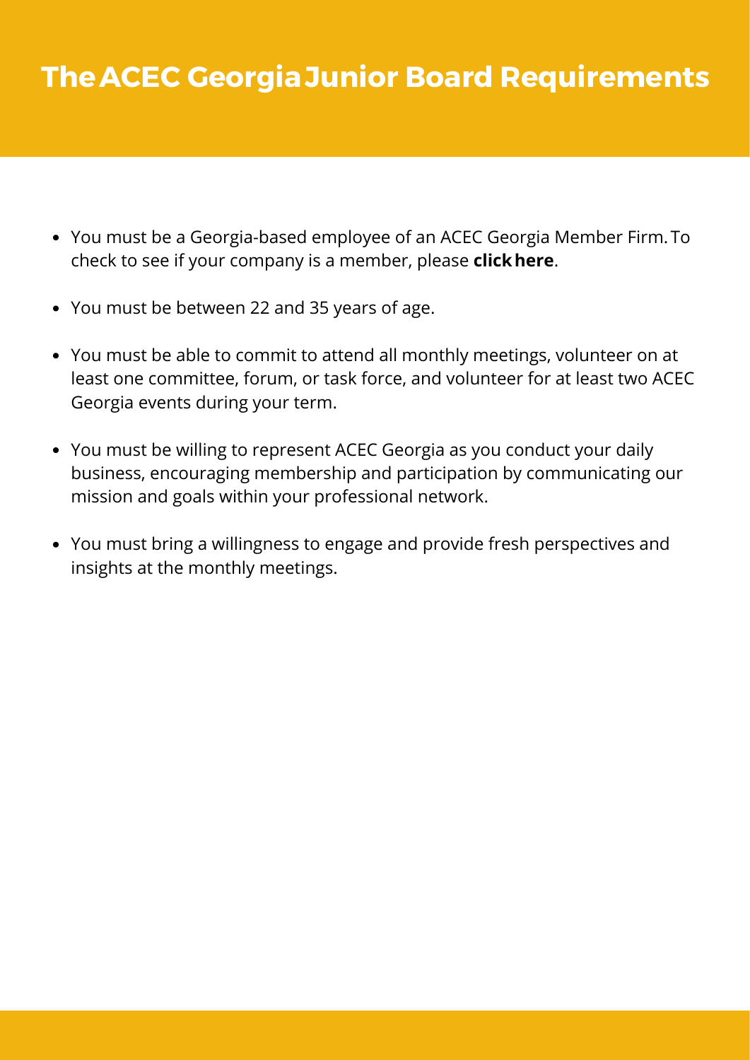# The ACEC Georgia Junior Board Requirements

- You must be a Georgia-based employee of an ACEC Georgia Member Firm. To check to see if your company is a member, please **click here**.
- You must be between 22 and 35 years of age.
- You must be able to commit to attend all monthly meetings, volunteer on at least one committee, forum, or task force, and volunteer for at least two ACEC Georgia events during your term.
- You must be willing to represent ACEC Georgia as you conduct your daily business, encouraging membership and participation by communicating our mission and goals within your professional network.
- You must bring a willingness to engage and provide fresh perspectives and insights at the monthly meetings.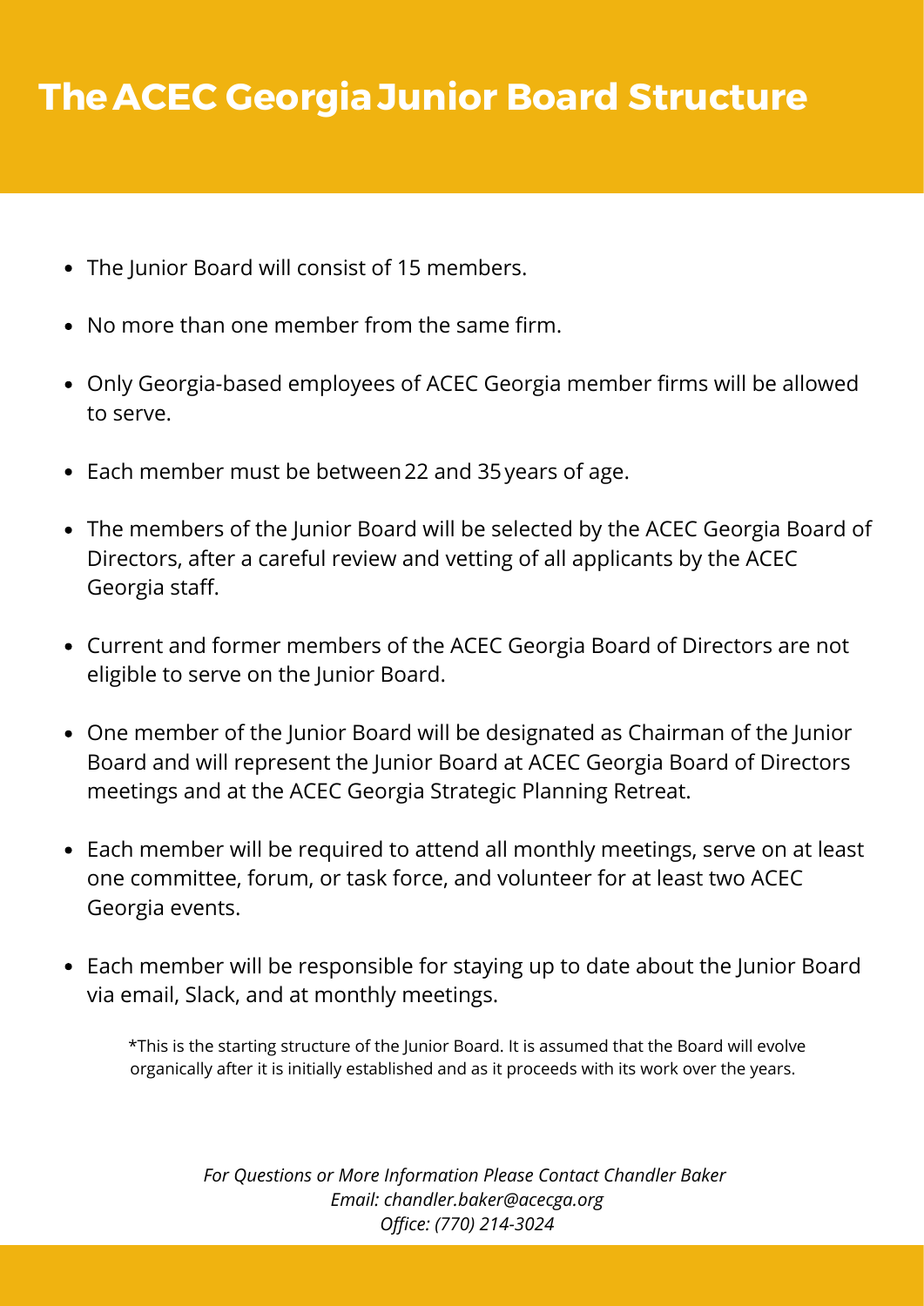# The ACEC Georgia Junior Board Structure

- The Junior Board will consist of 15 members.
- No more than one member from the same firm.
- Only Georgia-based employees of ACEC Georgia member firms will be allowed to serve.
- Each member must be between 22 and 35 years of age.
- The members of the Junior Board will be selected by the ACEC Georgia Board of Directors, after a careful review and vetting of all applicants by the ACEC Georgia staff.
- Current and former members of the ACEC Georgia Board of Directors are not eligible to serve on the Junior Board.
- One member of the Junior Board will be designated as Chairman of the Junior Board and will represent the Junior Board at ACEC Georgia Board of Directors meetings and at the ACEC Georgia Strategic Planning Retreat.
- Each member will be required to attend all monthly meetings, serve on at least one committee, forum, or task force, and volunteer for at least two ACEC Georgia events.
- Each member will be responsible for staying up to date about the Junior Board via email, Slack, and at monthly meetings.

*This is the starting structure of the Junior Board. It is assumed that the Board will evolve organically after it is initially established and as it proceeds with its work over the years.

*For Questions or More Information Please Contact Chandler Baker*
*Email: chandler.baker@acecga.org*
*Office: (770) 214-3024*